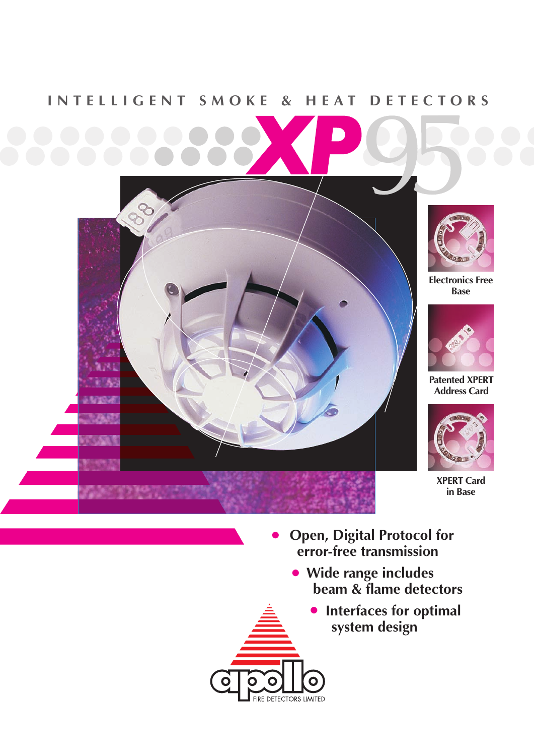# INTELLIGENT SMOKE & HEAT DETECTORS

# XP95

Electronics Free Base

Patented XPERT Address Card

XPERT Card in Base

- Open, Digital Protocol for error-free transmission
- Wide range includes beam & flame detectors
- Interfaces for optimal system design

apollo FIRE DETECTORS LIMITED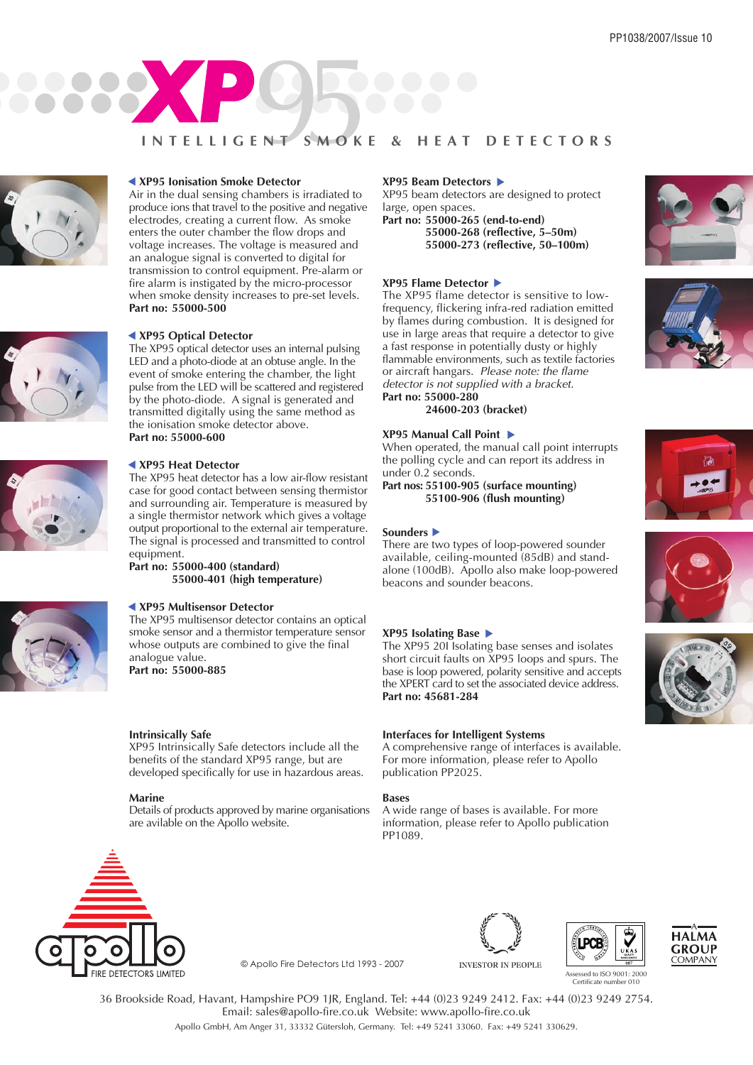# XP95

INTELLIGENT SMOKE & HEAT DETECTORS

### XP95 Ionisation Smoke Detector

Air in the dual sensing chambers is irradiated to produce ions that travel to the positive and negative electrodes, creating a current flow. As smoke enters the outer chamber the flow drops and voltage increases. The voltage is measured and an analogue signal is converted to digital for transmission to control equipment. Pre-alarm or fire alarm is instigated by the micro-processor when smoke density increases to pre-set levels.
**Part no: 55000-500**

### XP95 Optical Detector

The XP95 optical detector uses an internal pulsing LED and a photo-diode at an obtuse angle. In the event of smoke entering the chamber, the light pulse from the LED will be scattered and registered by the photo-diode. A signal is generated and transmitted digitally using the same method as the ionisation smoke detector above.
**Part no: 55000-600**

### XP95 Heat Detector

The XP95 heat detector has a low air-flow resistant case for good contact between sensing thermistor and surrounding air. Temperature is measured by a single thermistor network which gives a voltage output proportional to the external air temperature. The signal is processed and transmitted to control equipment.
**Part no: 55000-400 (standard)**
**55000-401 (high temperature)**

### XP95 Multisensor Detector

The XP95 multisensor detector contains an optical smoke sensor and a thermistor temperature sensor whose outputs are combined to give the final analogue value.
**Part no: 55000-885**

### XP95 Beam Detectors

XP95 beam detectors are designed to protect large, open spaces.
**Part no: 55000-265 (end-to-end)**
**55000-268 (reflective, 5–50m)**
**55000-273 (reflective, 50–100m)**

### XP95 Flame Detector

The XP95 flame detector is sensitive to low-frequency, flickering infra-red radiation emitted by flames during combustion. It is designed for use in large areas that require a detector to give a fast response in potentially dusty or highly flammable environments, such as textile factories or aircraft hangars. *Please note: the flame detector is not supplied with a bracket.*
**Part no: 55000-280**
**24600-203 (bracket)**

### XP95 Manual Call Point

When operated, the manual call point interrupts the polling cycle and can report its address in under 0.2 seconds.
**Part nos: 55100-905 (surface mounting)**
**55100-906 (flush mounting)**

### Sounders

There are two types of loop-powered sounder available, ceiling-mounted (85dB) and stand-alone (100dB). Apollo also make loop-powered beacons and sounder beacons.

### XP95 Isolating Base

The XP95 20I Isolating base senses and isolates short circuit faults on XP95 loops and spurs. The base is loop powered, polarity sensitive and accepts the XPERT card to set the associated device address.
**Part no: 45681-284**

### Intrinsically Safe

XP95 Intrinsically Safe detectors include all the benefits of the standard XP95 range, but are developed specifically for use in hazardous areas.

### Marine

Details of products approved by marine organisations are avilable on the Apollo website.

### Interfaces for Intelligent Systems

A comprehensive range of interfaces is available. For more information, please refer to Apollo publication PP2025.

### Bases

A wide range of bases is available. For more information, please refer to Apollo publication PP1089.

apollo FIRE DETECTORS LIMITED

© Apollo Fire Detectors Ltd 1993 - 2007

INVESTOR IN PEOPLE

Assessed to ISO 9001: 2000
Certificate number 010

A HALMA GROUP COMPANY

36 Brookside Road, Havant, Hampshire PO9 1JR, England. Tel: +44 (0)23 9249 2412. Fax: +44 (0)23 9249 2754.
Email: sales@apollo-fire.co.uk Website: www.apollo-fire.co.uk

Apollo GmbH, Am Anger 31, 33332 Gütersloh, Germany. Tel: +49 5241 33060. Fax: +49 5241 330629.